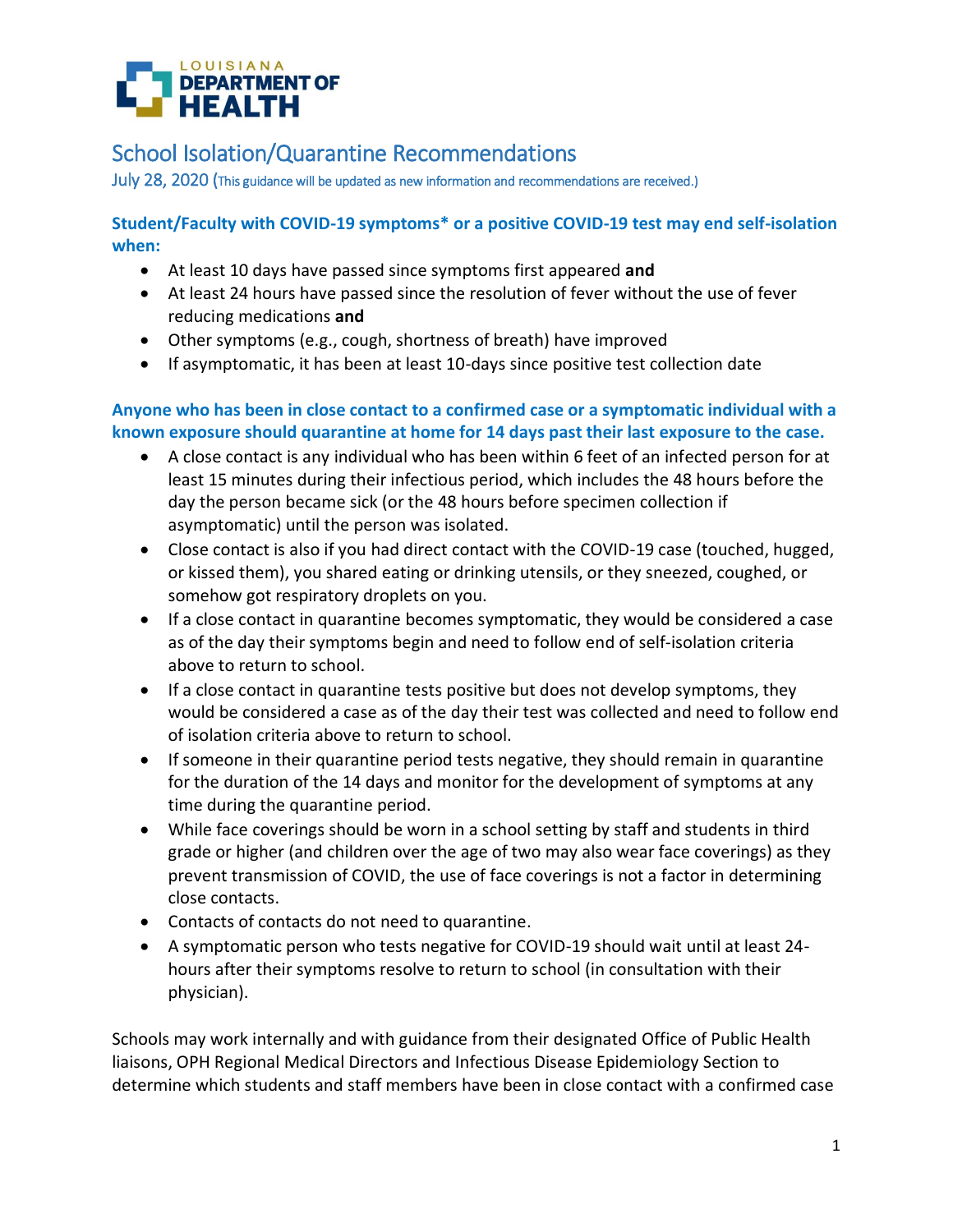LOUISIANA DEPARTMENT OF HEALTH

# School Isolation/Quarantine Recommendations

July 28, 2020 (This guidance will be updated as new information and recommendations are received.)

### Student/Faculty with COVID-19 symptoms* or a positive COVID-19 test may end self-isolation when:

- At least 10 days have passed since symptoms first appeared **and**
- At least 24 hours have passed since the resolution of fever without the use of fever reducing medications **and**
- Other symptoms (e.g., cough, shortness of breath) have improved
- If asymptomatic, it has been at least 10-days since positive test collection date

### Anyone who has been in close contact to a confirmed case or a symptomatic individual with a known exposure should quarantine at home for 14 days past their last exposure to the case.

- A close contact is any individual who has been within 6 feet of an infected person for at least 15 minutes during their infectious period, which includes the 48 hours before the day the person became sick (or the 48 hours before specimen collection if asymptomatic) until the person was isolated.
- Close contact is also if you had direct contact with the COVID-19 case (touched, hugged, or kissed them), you shared eating or drinking utensils, or they sneezed, coughed, or somehow got respiratory droplets on you.
- If a close contact in quarantine becomes symptomatic, they would be considered a case as of the day their symptoms begin and need to follow end of self-isolation criteria above to return to school.
- If a close contact in quarantine tests positive but does not develop symptoms, they would be considered a case as of the day their test was collected and need to follow end of isolation criteria above to return to school.
- If someone in their quarantine period tests negative, they should remain in quarantine for the duration of the 14 days and monitor for the development of symptoms at any time during the quarantine period.
- While face coverings should be worn in a school setting by staff and students in third grade or higher (and children over the age of two may also wear face coverings) as they prevent transmission of COVID, the use of face coverings is not a factor in determining close contacts.
- Contacts of contacts do not need to quarantine.
- A symptomatic person who tests negative for COVID-19 should wait until at least 24-hours after their symptoms resolve to return to school (in consultation with their physician).

Schools may work internally and with guidance from their designated Office of Public Health liaisons, OPH Regional Medical Directors and Infectious Disease Epidemiology Section to determine which students and staff members have been in close contact with a confirmed case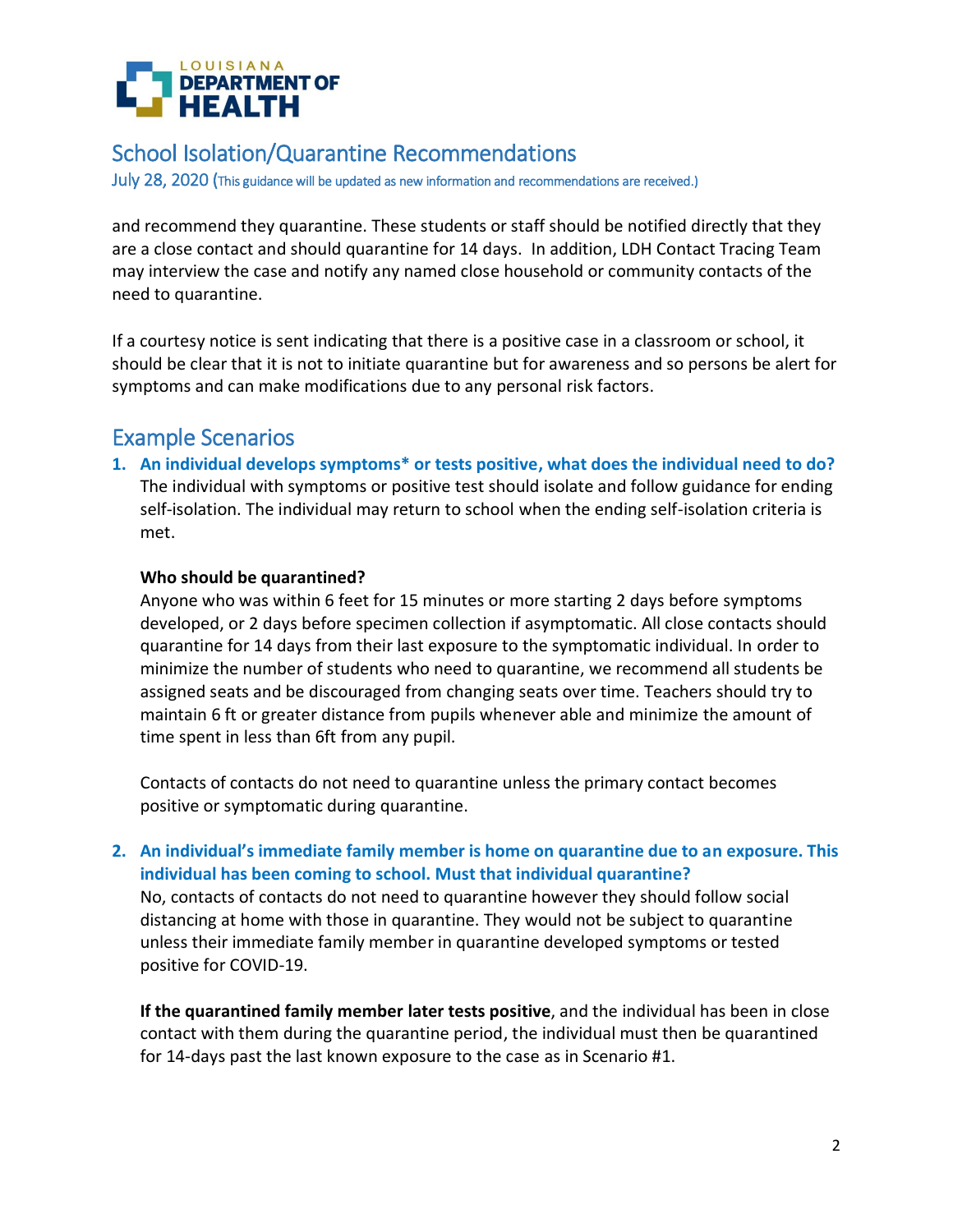and recommend they quarantine. These students or staff should be notified directly that they are a close contact and should quarantine for 14 days. In addition, LDH Contact Tracing Team may interview the case and notify any named close household or community contacts of the need to quarantine.

If a courtesy notice is sent indicating that there is a positive case in a classroom or school, it should be clear that it is not to initiate quarantine but for awareness and so persons be alert for symptoms and can make modifications due to any personal risk factors.

## Example Scenarios

1. **An individual develops symptoms* or tests positive, what does the individual need to do?**
   The individual with symptoms or positive test should isolate and follow guidance for ending self-isolation. The individual may return to school when the ending self-isolation criteria is met.

   **Who should be quarantined?**
   Anyone who was within 6 feet for 15 minutes or more starting 2 days before symptoms developed, or 2 days before specimen collection if asymptomatic. All close contacts should quarantine for 14 days from their last exposure to the symptomatic individual. In order to minimize the number of students who need to quarantine, we recommend all students be assigned seats and be discouraged from changing seats over time. Teachers should try to maintain 6 ft or greater distance from pupils whenever able and minimize the amount of time spent in less than 6ft from any pupil.

   Contacts of contacts do not need to quarantine unless the primary contact becomes positive or symptomatic during quarantine.

2. **An individual's immediate family member is home on quarantine due to an exposure. This individual has been coming to school. Must that individual quarantine?**
   No, contacts of contacts do not need to quarantine however they should follow social distancing at home with those in quarantine. They would not be subject to quarantine unless their immediate family member in quarantine developed symptoms or tested positive for COVID-19.

   **If the quarantined family member later tests positive**, and the individual has been in close contact with them during the quarantine period, the individual must then be quarantined for 14-days past the last known exposure to the case as in Scenario #1.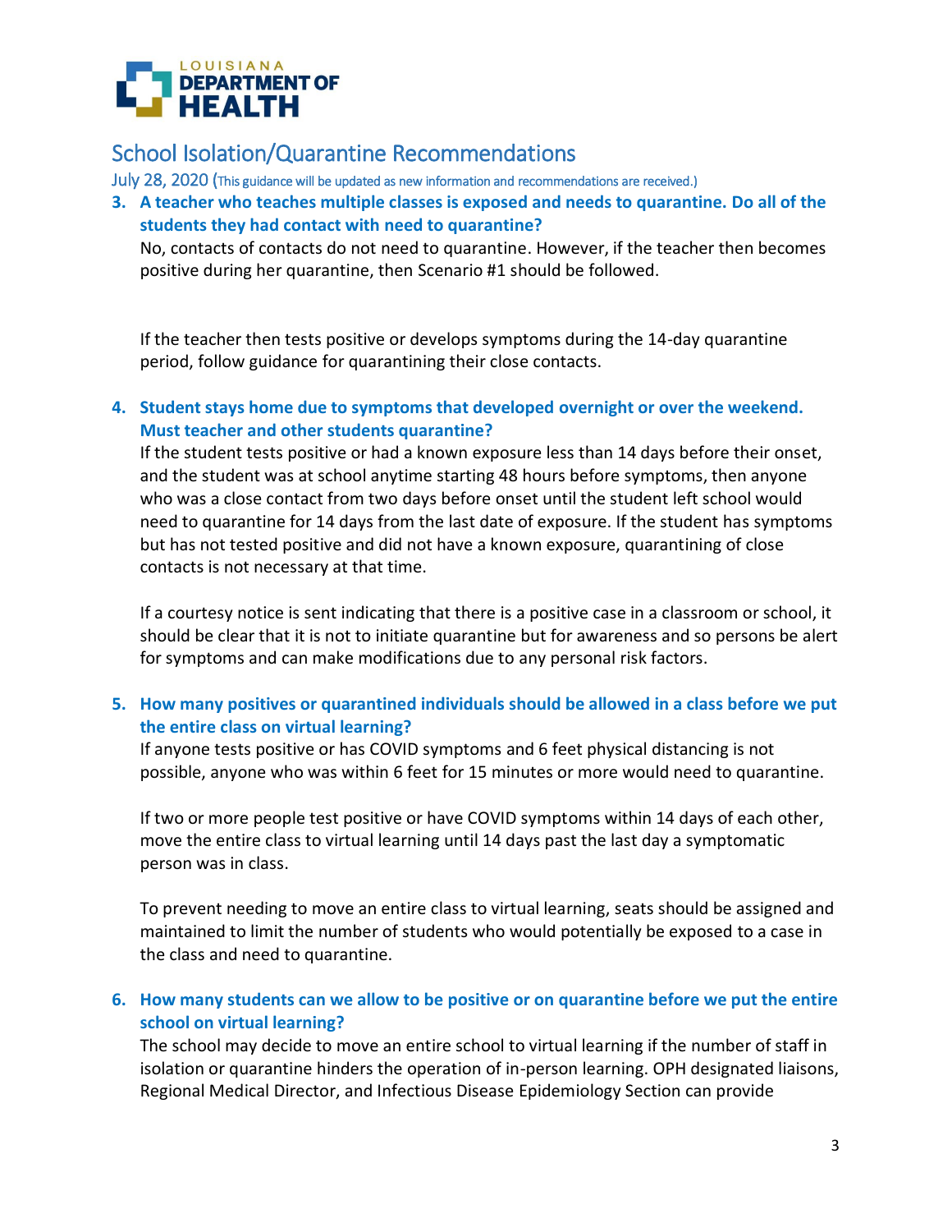## School Isolation/Quarantine Recommendations

July 28, 2020 (This guidance will be updated as new information and recommendations are received.)

**3. A teacher who teaches multiple classes is exposed and needs to quarantine. Do all of the students they had contact with need to quarantine?**

No, contacts of contacts do not need to quarantine. However, if the teacher then becomes positive during her quarantine, then Scenario #1 should be followed.

If the teacher then tests positive or develops symptoms during the 14-day quarantine period, follow guidance for quarantining their close contacts.

**4. Student stays home due to symptoms that developed overnight or over the weekend. Must teacher and other students quarantine?**

If the student tests positive or had a known exposure less than 14 days before their onset, and the student was at school anytime starting 48 hours before symptoms, then anyone who was a close contact from two days before onset until the student left school would need to quarantine for 14 days from the last date of exposure. If the student has symptoms but has not tested positive and did not have a known exposure, quarantining of close contacts is not necessary at that time.

If a courtesy notice is sent indicating that there is a positive case in a classroom or school, it should be clear that it is not to initiate quarantine but for awareness and so persons be alert for symptoms and can make modifications due to any personal risk factors.

**5. How many positives or quarantined individuals should be allowed in a class before we put the entire class on virtual learning?**

If anyone tests positive or has COVID symptoms and 6 feet physical distancing is not possible, anyone who was within 6 feet for 15 minutes or more would need to quarantine.

If two or more people test positive or have COVID symptoms within 14 days of each other, move the entire class to virtual learning until 14 days past the last day a symptomatic person was in class.

To prevent needing to move an entire class to virtual learning, seats should be assigned and maintained to limit the number of students who would potentially be exposed to a case in the class and need to quarantine.

**6. How many students can we allow to be positive or on quarantine before we put the entire school on virtual learning?**

The school may decide to move an entire school to virtual learning if the number of staff in isolation or quarantine hinders the operation of in-person learning. OPH designated liaisons, Regional Medical Director, and Infectious Disease Epidemiology Section can provide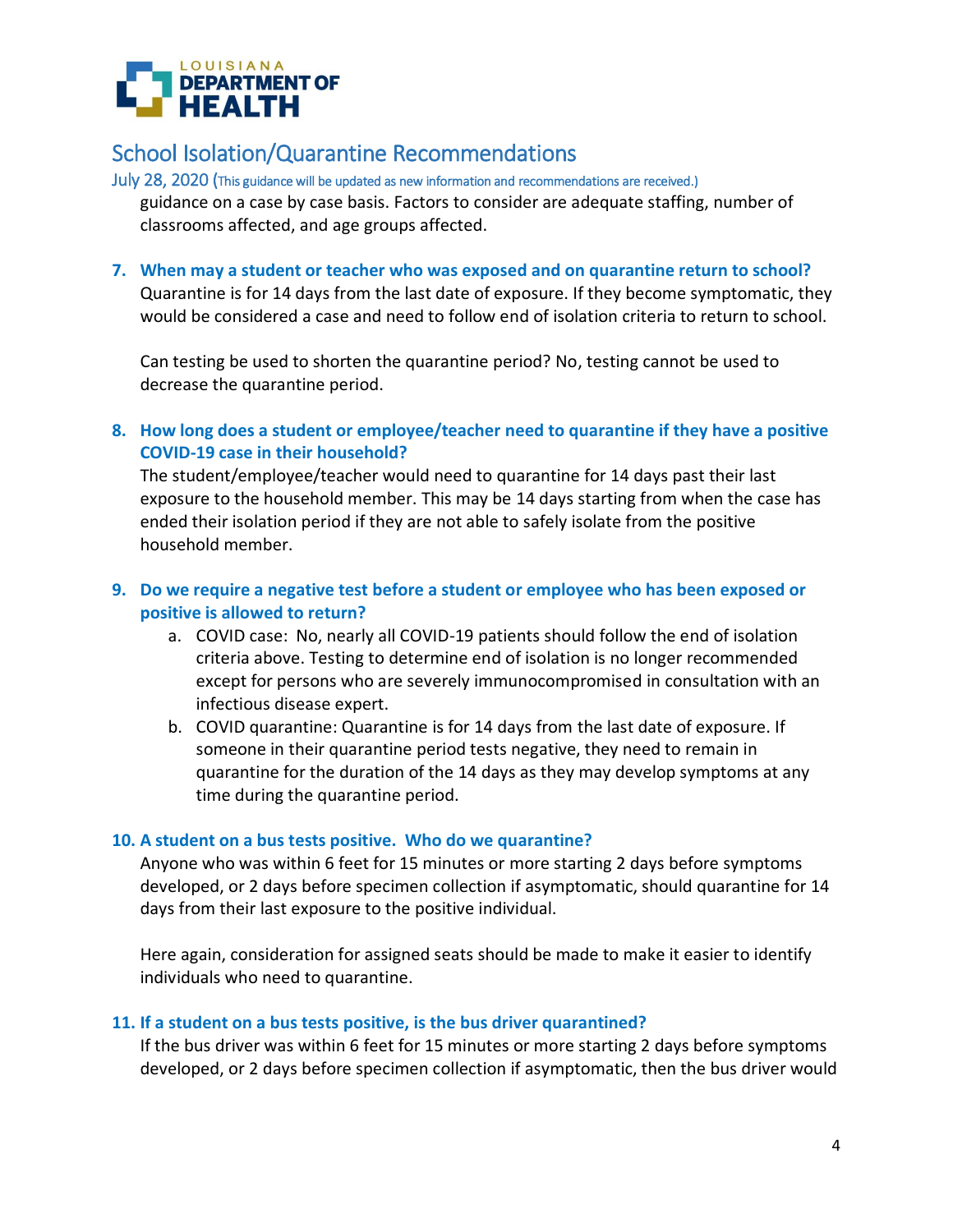guidance on a case by case basis. Factors to consider are adequate staffing, number of classrooms affected, and age groups affected.

**7. When may a student or teacher who was exposed and on quarantine return to school?**

Quarantine is for 14 days from the last date of exposure. If they become symptomatic, they would be considered a case and need to follow end of isolation criteria to return to school.

Can testing be used to shorten the quarantine period? No, testing cannot be used to decrease the quarantine period.

**8. How long does a student or employee/teacher need to quarantine if they have a positive COVID-19 case in their household?**

The student/employee/teacher would need to quarantine for 14 days past their last exposure to the household member. This may be 14 days starting from when the case has ended their isolation period if they are not able to safely isolate from the positive household member.

**9. Do we require a negative test before a student or employee who has been exposed or positive is allowed to return?**

a. COVID case: No, nearly all COVID-19 patients should follow the end of isolation criteria above. Testing to determine end of isolation is no longer recommended except for persons who are severely immunocompromised in consultation with an infectious disease expert.

b. COVID quarantine: Quarantine is for 14 days from the last date of exposure. If someone in their quarantine period tests negative, they need to remain in quarantine for the duration of the 14 days as they may develop symptoms at any time during the quarantine period.

**10. A student on a bus tests positive. Who do we quarantine?**

Anyone who was within 6 feet for 15 minutes or more starting 2 days before symptoms developed, or 2 days before specimen collection if asymptomatic, should quarantine for 14 days from their last exposure to the positive individual.

Here again, consideration for assigned seats should be made to make it easier to identify individuals who need to quarantine.

**11. If a student on a bus tests positive, is the bus driver quarantined?**

If the bus driver was within 6 feet for 15 minutes or more starting 2 days before symptoms developed, or 2 days before specimen collection if asymptomatic, then the bus driver would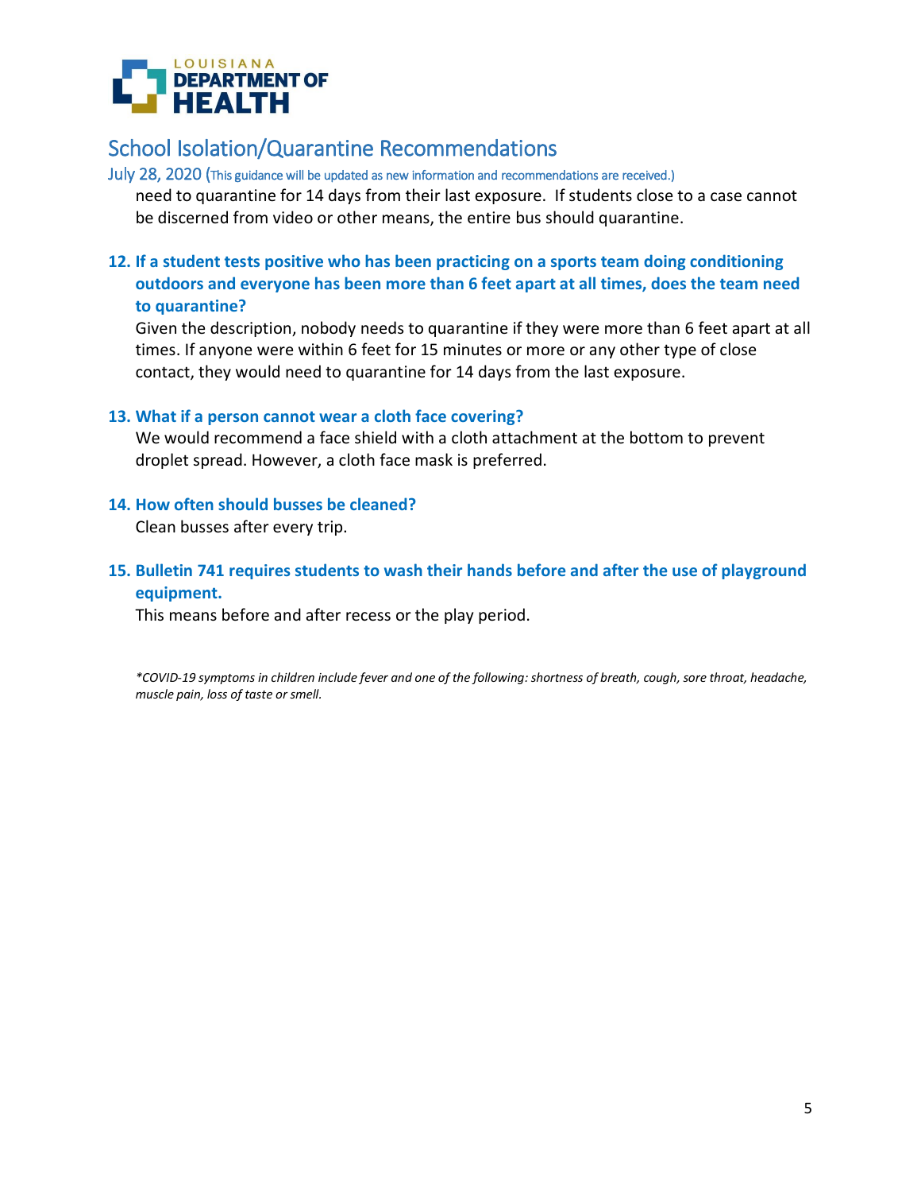need to quarantine for 14 days from their last exposure. If students close to a case cannot be discerned from video or other means, the entire bus should quarantine.

12. **If a student tests positive who has been practicing on a sports team doing conditioning outdoors and everyone has been more than 6 feet apart at all times, does the team need to quarantine?**

    Given the description, nobody needs to quarantine if they were more than 6 feet apart at all times. If anyone were within 6 feet for 15 minutes or more or any other type of close contact, they would need to quarantine for 14 days from the last exposure.

13. **What if a person cannot wear a cloth face covering?**

    We would recommend a face shield with a cloth attachment at the bottom to prevent droplet spread. However, a cloth face mask is preferred.

14. **How often should busses be cleaned?**

    Clean busses after every trip.

15. **Bulletin 741 requires students to wash their hands before and after the use of playground equipment.**

    This means before and after recess or the play period.

*\*COVID-19 symptoms in children include fever and one of the following: shortness of breath, cough, sore throat, headache, muscle pain, loss of taste or smell.*